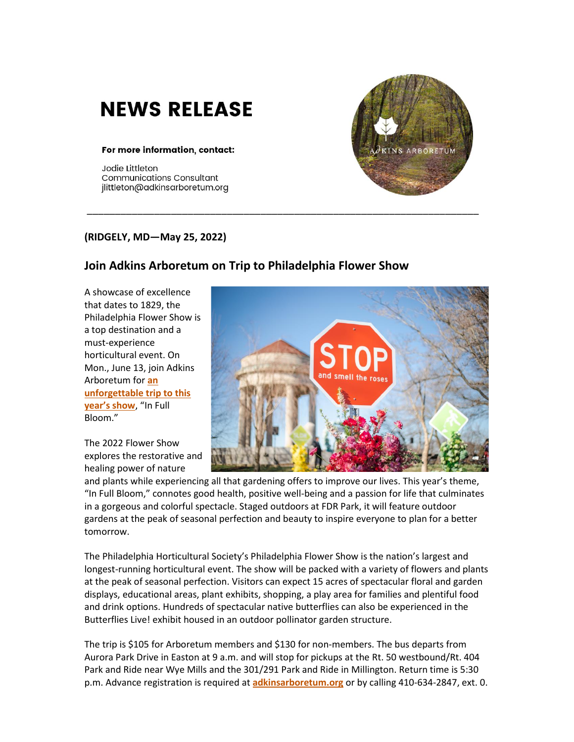# NEWS RELEASE

**For more information, contact:**

Jodie Littleton
Communications Consultant
jlittleton@adkinsarboretum.org

---

**(RIDGELY, MD—May 25, 2022)**

## Join Adkins Arboretum on Trip to Philadelphia Flower Show

A showcase of excellence that dates to 1829, the Philadelphia Flower Show is a top destination and a must-experience horticultural event. On Mon., June 13, join Adkins Arboretum for **an unforgettable trip to this year's show**, "In Full Bloom."

The 2022 Flower Show explores the restorative and healing power of nature and plants while experiencing all that gardening offers to improve our lives. This year's theme, "In Full Bloom," connotes good health, positive well-being and a passion for life that culminates in a gorgeous and colorful spectacle. Staged outdoors at FDR Park, it will feature outdoor gardens at the peak of seasonal perfection and beauty to inspire everyone to plan for a better tomorrow.

The Philadelphia Horticultural Society's Philadelphia Flower Show is the nation's largest and longest-running horticultural event. The show will be packed with a variety of flowers and plants at the peak of seasonal perfection. Visitors can expect 15 acres of spectacular floral and garden displays, educational areas, plant exhibits, shopping, a play area for families and plentiful food and drink options. Hundreds of spectacular native butterflies can also be experienced in the Butterflies Live! exhibit housed in an outdoor pollinator garden structure.

The trip is $105 for Arboretum members and $130 for non-members. The bus departs from Aurora Park Drive in Easton at 9 a.m. and will stop for pickups at the Rt. 50 westbound/Rt. 404 Park and Ride near Wye Mills and the 301/291 Park and Ride in Millington. Return time is 5:30 p.m. Advance registration is required at **adkinsarboretum.org** or by calling 410-634-2847, ext. 0.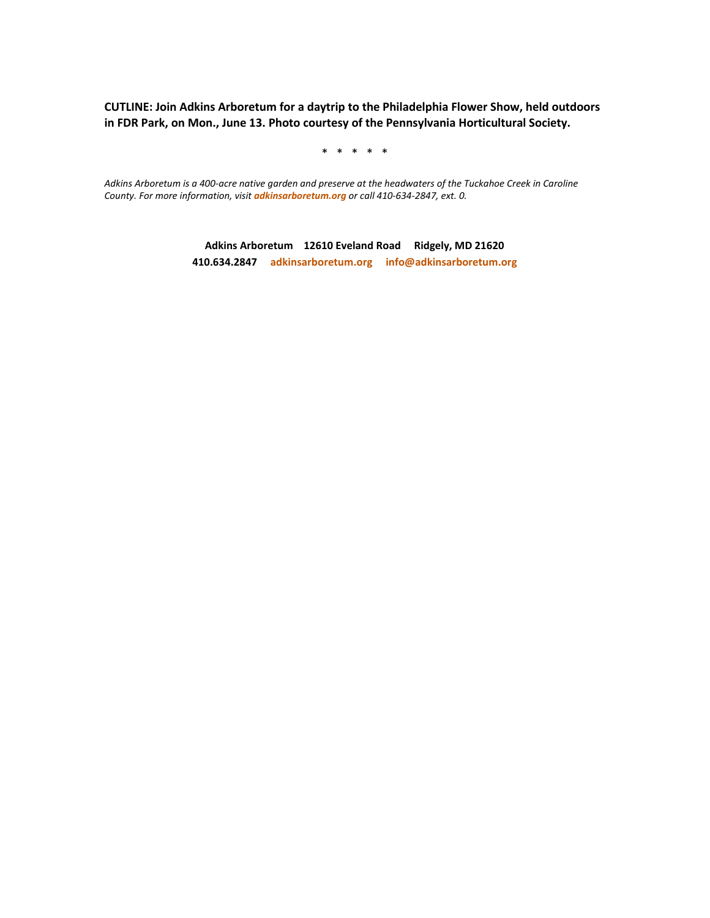**CUTLINE: Join Adkins Arboretum for a daytrip to the Philadelphia Flower Show, held outdoors in FDR Park, on Mon., June 13. Photo courtesy of the Pennsylvania Horticultural Society.**

\* \* \* \* \*

*Adkins Arboretum is a 400-acre native garden and preserve at the headwaters of the Tuckahoe Creek in Caroline County. For more information, visit **adkinsarboretum.org** or call 410-634-2847, ext. 0.*

**Adkins Arboretum 12610 Eveland Road Ridgely, MD 21620**
**410.634.2847 adkinsarboretum.org info@adkinsarboretum.org**